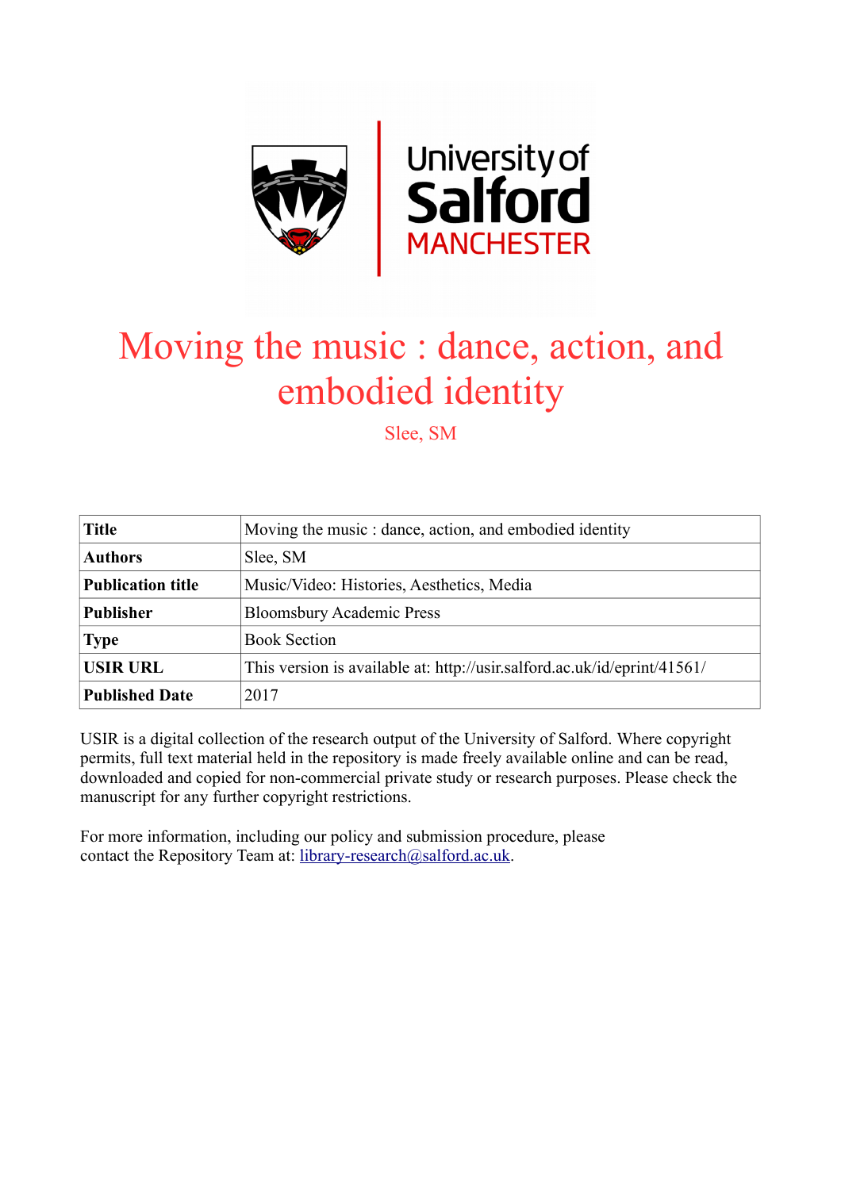# Moving the music : dance, action, and embodied identity

Slee, SM

| Title | Moving the music : dance, action, and embodied identity |
|---|---|
| Authors | Slee, SM |
| Publication title | Music/Video: Histories, Aesthetics, Media |
| Publisher | Bloomsbury Academic Press |
| Type | Book Section |
| USIR URL | This version is available at: http://usir.salford.ac.uk/id/eprint/41561/ |
| Published Date | 2017 |

USIR is a digital collection of the research output of the University of Salford. Where copyright permits, full text material held in the repository is made freely available online and can be read, downloaded and copied for non-commercial private study or research purposes. Please check the manuscript for any further copyright restrictions.

For more information, including our policy and submission procedure, please contact the Repository Team at: library-research@salford.ac.uk.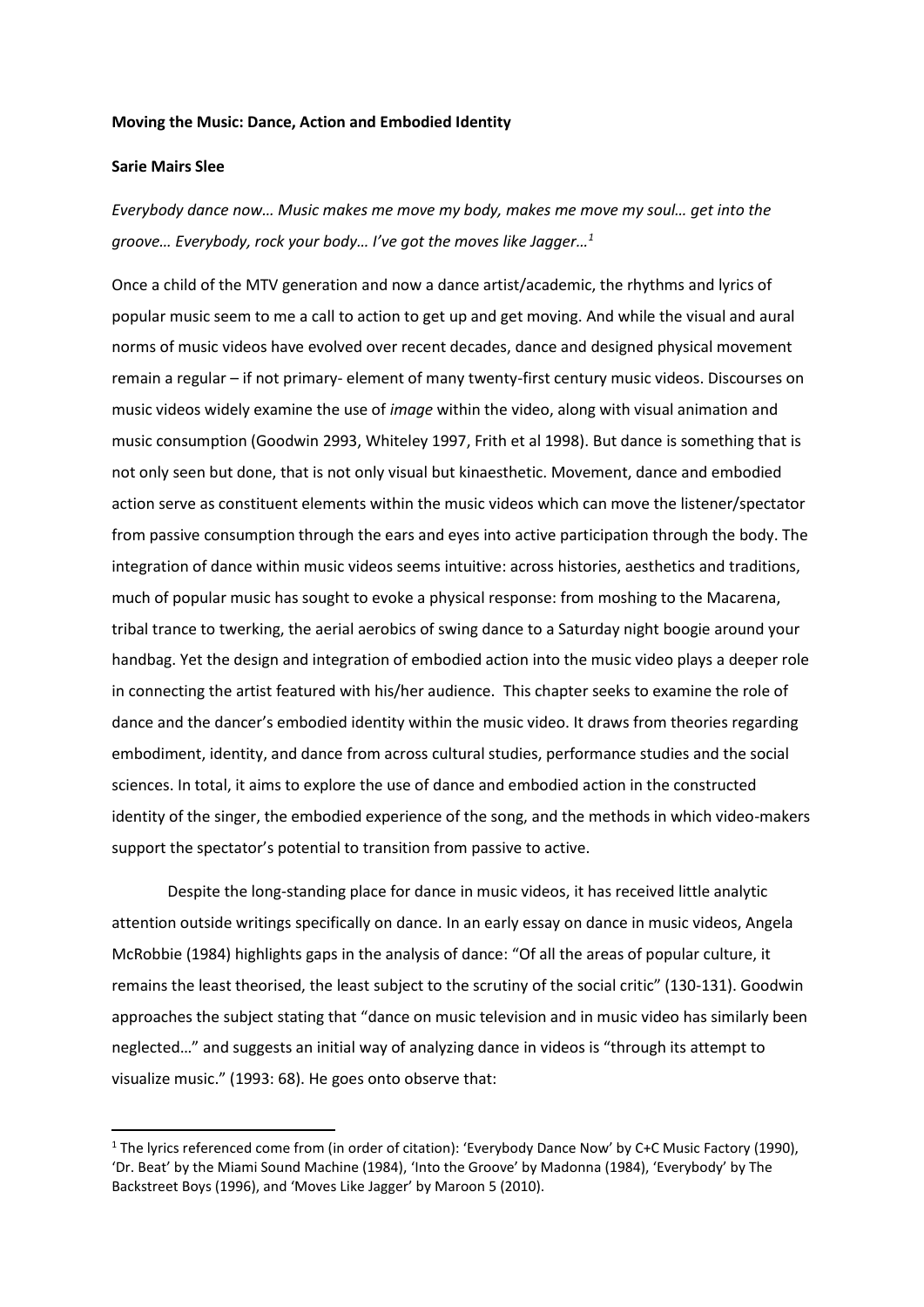**Moving the Music: Dance, Action and Embodied Identity**

**Sarie Mairs Slee**

*Everybody dance now… Music makes me move my body, makes me move my soul… get into the groove… Everybody, rock your body… I've got the moves like Jagger…*[1]

Once a child of the MTV generation and now a dance artist/academic, the rhythms and lyrics of popular music seem to me a call to action to get up and get moving. And while the visual and aural norms of music videos have evolved over recent decades, dance and designed physical movement remain a regular – if not primary- element of many twenty-first century music videos. Discourses on music videos widely examine the use of *image* within the video, along with visual animation and music consumption (Goodwin 2993, Whiteley 1997, Frith et al 1998). But dance is something that is not only seen but done, that is not only visual but kinaesthetic. Movement, dance and embodied action serve as constituent elements within the music videos which can move the listener/spectator from passive consumption through the ears and eyes into active participation through the body. The integration of dance within music videos seems intuitive: across histories, aesthetics and traditions, much of popular music has sought to evoke a physical response: from moshing to the Macarena, tribal trance to twerking, the aerial aerobics of swing dance to a Saturday night boogie around your handbag. Yet the design and integration of embodied action into the music video plays a deeper role in connecting the artist featured with his/her audience. This chapter seeks to examine the role of dance and the dancer's embodied identity within the music video. It draws from theories regarding embodiment, identity, and dance from across cultural studies, performance studies and the social sciences. In total, it aims to explore the use of dance and embodied action in the constructed identity of the singer, the embodied experience of the song, and the methods in which video-makers support the spectator's potential to transition from passive to active.

Despite the long-standing place for dance in music videos, it has received little analytic attention outside writings specifically on dance. In an early essay on dance in music videos, Angela McRobbie (1984) highlights gaps in the analysis of dance: "Of all the areas of popular culture, it remains the least theorised, the least subject to the scrutiny of the social critic" (130-131). Goodwin approaches the subject stating that "dance on music television and in music video has similarly been neglected…" and suggests an initial way of analyzing dance in videos is "through its attempt to visualize music." (1993: 68). He goes onto observe that:

[1] The lyrics referenced come from (in order of citation): 'Everybody Dance Now' by C+C Music Factory (1990), 'Dr. Beat' by the Miami Sound Machine (1984), 'Into the Groove' by Madonna (1984), 'Everybody' by The Backstreet Boys (1996), and 'Moves Like Jagger' by Maroon 5 (2010).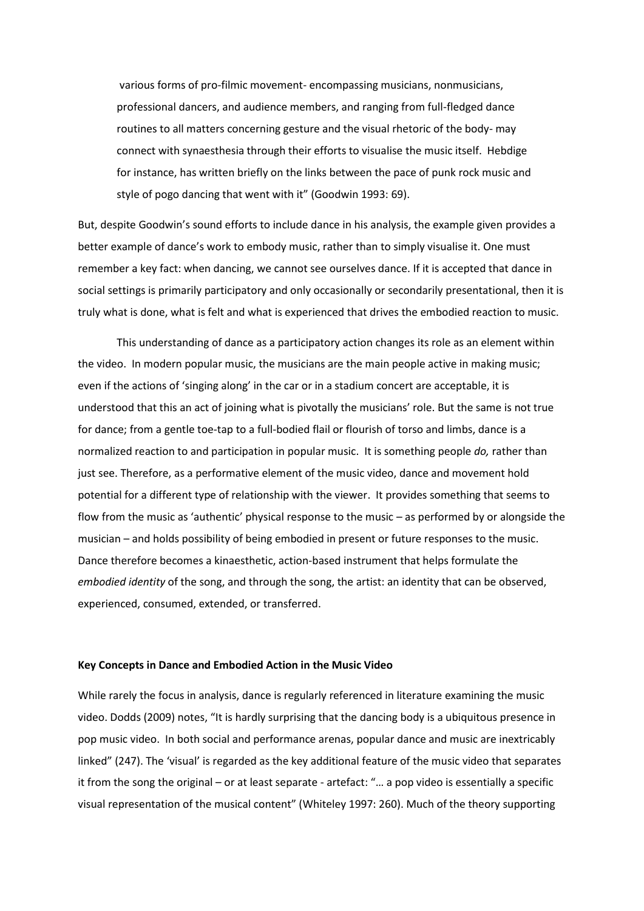various forms of pro-filmic movement- encompassing musicians, nonmusicians, professional dancers, and audience members, and ranging from full-fledged dance routines to all matters concerning gesture and the visual rhetoric of the body- may connect with synaesthesia through their efforts to visualise the music itself. Hebdige for instance, has written briefly on the links between the pace of punk rock music and style of pogo dancing that went with it" (Goodwin 1993: 69).

But, despite Goodwin's sound efforts to include dance in his analysis, the example given provides a better example of dance's work to embody music, rather than to simply visualise it. One must remember a key fact: when dancing, we cannot see ourselves dance. If it is accepted that dance in social settings is primarily participatory and only occasionally or secondarily presentational, then it is truly what is done, what is felt and what is experienced that drives the embodied reaction to music.

This understanding of dance as a participatory action changes its role as an element within the video. In modern popular music, the musicians are the main people active in making music; even if the actions of 'singing along' in the car or in a stadium concert are acceptable, it is understood that this an act of joining what is pivotally the musicians' role. But the same is not true for dance; from a gentle toe-tap to a full-bodied flail or flourish of torso and limbs, dance is a normalized reaction to and participation in popular music. It is something people *do,* rather than just see. Therefore, as a performative element of the music video, dance and movement hold potential for a different type of relationship with the viewer. It provides something that seems to flow from the music as 'authentic' physical response to the music – as performed by or alongside the musician – and holds possibility of being embodied in present or future responses to the music. Dance therefore becomes a kinaesthetic, action-based instrument that helps formulate the *embodied identity* of the song, and through the song, the artist: an identity that can be observed, experienced, consumed, extended, or transferred.

**Key Concepts in Dance and Embodied Action in the Music Video**

While rarely the focus in analysis, dance is regularly referenced in literature examining the music video. Dodds (2009) notes, "It is hardly surprising that the dancing body is a ubiquitous presence in pop music video. In both social and performance arenas, popular dance and music are inextricably linked" (247). The 'visual' is regarded as the key additional feature of the music video that separates it from the song the original – or at least separate - artefact: "… a pop video is essentially a specific visual representation of the musical content" (Whiteley 1997: 260). Much of the theory supporting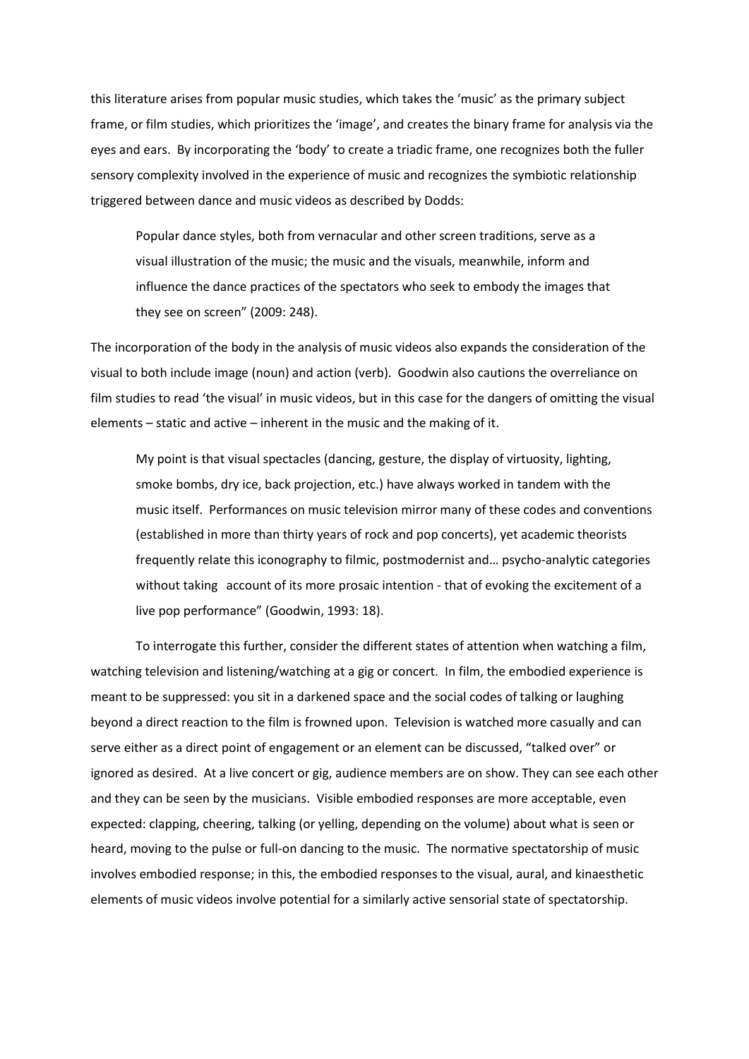this literature arises from popular music studies, which takes the 'music' as the primary subject frame, or film studies, which prioritizes the 'image', and creates the binary frame for analysis via the eyes and ears. By incorporating the 'body' to create a triadic frame, one recognizes both the fuller sensory complexity involved in the experience of music and recognizes the symbiotic relationship triggered between dance and music videos as described by Dodds:

> Popular dance styles, both from vernacular and other screen traditions, serve as a visual illustration of the music; the music and the visuals, meanwhile, inform and influence the dance practices of the spectators who seek to embody the images that they see on screen" (2009: 248).

The incorporation of the body in the analysis of music videos also expands the consideration of the visual to both include image (noun) and action (verb). Goodwin also cautions the overreliance on film studies to read 'the visual' in music videos, but in this case for the dangers of omitting the visual elements – static and active – inherent in the music and the making of it.

> My point is that visual spectacles (dancing, gesture, the display of virtuosity, lighting, smoke bombs, dry ice, back projection, etc.) have always worked in tandem with the music itself. Performances on music television mirror many of these codes and conventions (established in more than thirty years of rock and pop concerts), yet academic theorists frequently relate this iconography to filmic, postmodernist and… psycho-analytic categories without taking account of its more prosaic intention - that of evoking the excitement of a live pop performance" (Goodwin, 1993: 18).

To interrogate this further, consider the different states of attention when watching a film, watching television and listening/watching at a gig or concert. In film, the embodied experience is meant to be suppressed: you sit in a darkened space and the social codes of talking or laughing beyond a direct reaction to the film is frowned upon. Television is watched more casually and can serve either as a direct point of engagement or an element can be discussed, "talked over" or ignored as desired. At a live concert or gig, audience members are on show. They can see each other and they can be seen by the musicians. Visible embodied responses are more acceptable, even expected: clapping, cheering, talking (or yelling, depending on the volume) about what is seen or heard, moving to the pulse or full-on dancing to the music. The normative spectatorship of music involves embodied response; in this, the embodied responses to the visual, aural, and kinaesthetic elements of music videos involve potential for a similarly active sensorial state of spectatorship.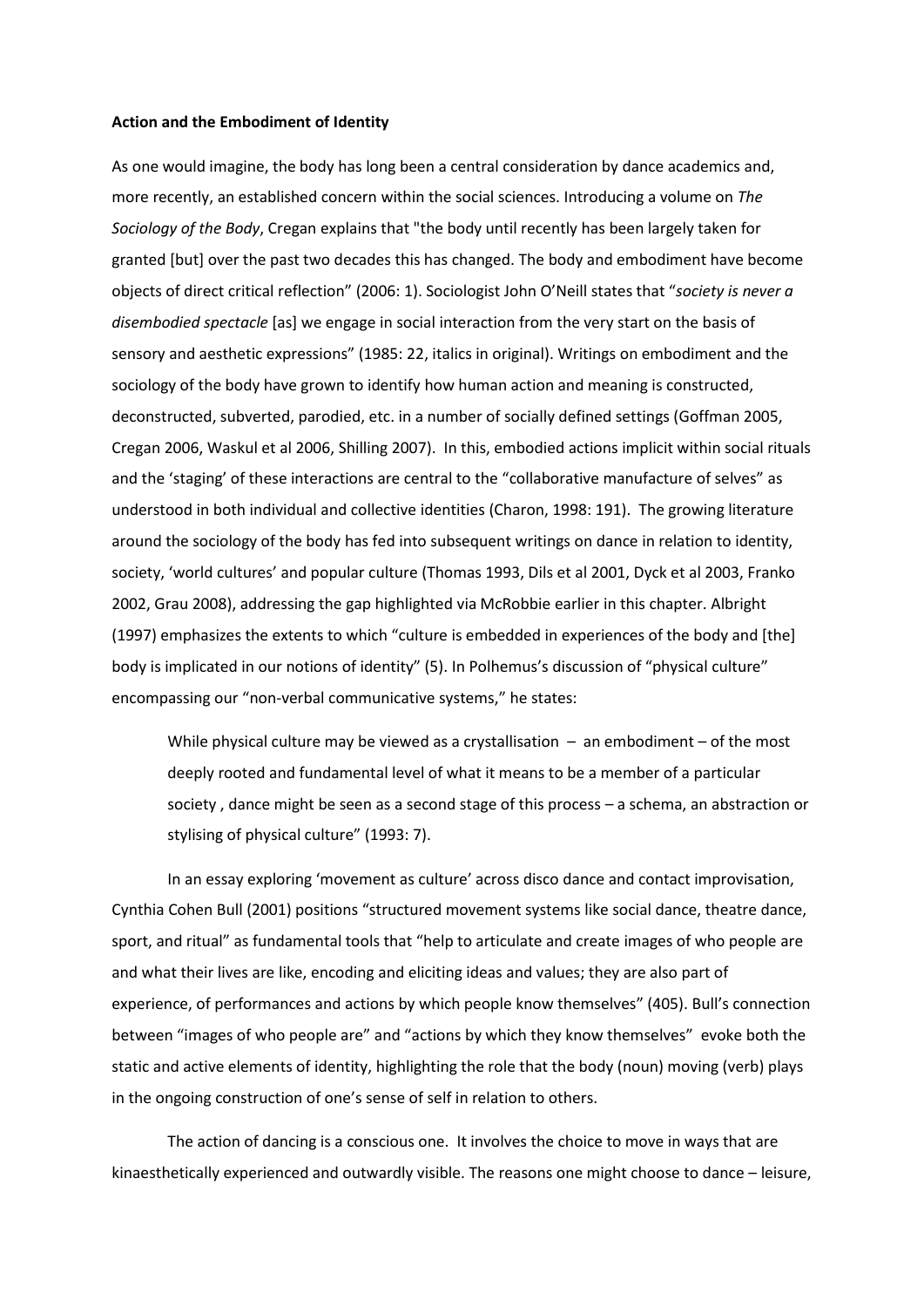**Action and the Embodiment of Identity**

As one would imagine, the body has long been a central consideration by dance academics and, more recently, an established concern within the social sciences. Introducing a volume on *The Sociology of the Body*, Cregan explains that "the body until recently has been largely taken for granted [but] over the past two decades this has changed. The body and embodiment have become objects of direct critical reflection" (2006: 1). Sociologist John O'Neill states that "*society is never a disembodied spectacle* [as] we engage in social interaction from the very start on the basis of sensory and aesthetic expressions" (1985: 22, italics in original). Writings on embodiment and the sociology of the body have grown to identify how human action and meaning is constructed, deconstructed, subverted, parodied, etc. in a number of socially defined settings (Goffman 2005, Cregan 2006, Waskul et al 2006, Shilling 2007). In this, embodied actions implicit within social rituals and the 'staging' of these interactions are central to the "collaborative manufacture of selves" as understood in both individual and collective identities (Charon, 1998: 191). The growing literature around the sociology of the body has fed into subsequent writings on dance in relation to identity, society, 'world cultures' and popular culture (Thomas 1993, Dils et al 2001, Dyck et al 2003, Franko 2002, Grau 2008), addressing the gap highlighted via McRobbie earlier in this chapter. Albright (1997) emphasizes the extents to which "culture is embedded in experiences of the body and [the] body is implicated in our notions of identity" (5). In Polhemus's discussion of "physical culture" encompassing our "non-verbal communicative systems," he states:

> While physical culture may be viewed as a crystallisation – an embodiment – of the most deeply rooted and fundamental level of what it means to be a member of a particular society , dance might be seen as a second stage of this process – a schema, an abstraction or stylising of physical culture" (1993: 7).

In an essay exploring 'movement as culture' across disco dance and contact improvisation, Cynthia Cohen Bull (2001) positions "structured movement systems like social dance, theatre dance, sport, and ritual" as fundamental tools that "help to articulate and create images of who people are and what their lives are like, encoding and eliciting ideas and values; they are also part of experience, of performances and actions by which people know themselves" (405). Bull's connection between "images of who people are" and "actions by which they know themselves" evoke both the static and active elements of identity, highlighting the role that the body (noun) moving (verb) plays in the ongoing construction of one's sense of self in relation to others.

The action of dancing is a conscious one. It involves the choice to move in ways that are kinaesthetically experienced and outwardly visible. The reasons one might choose to dance – leisure,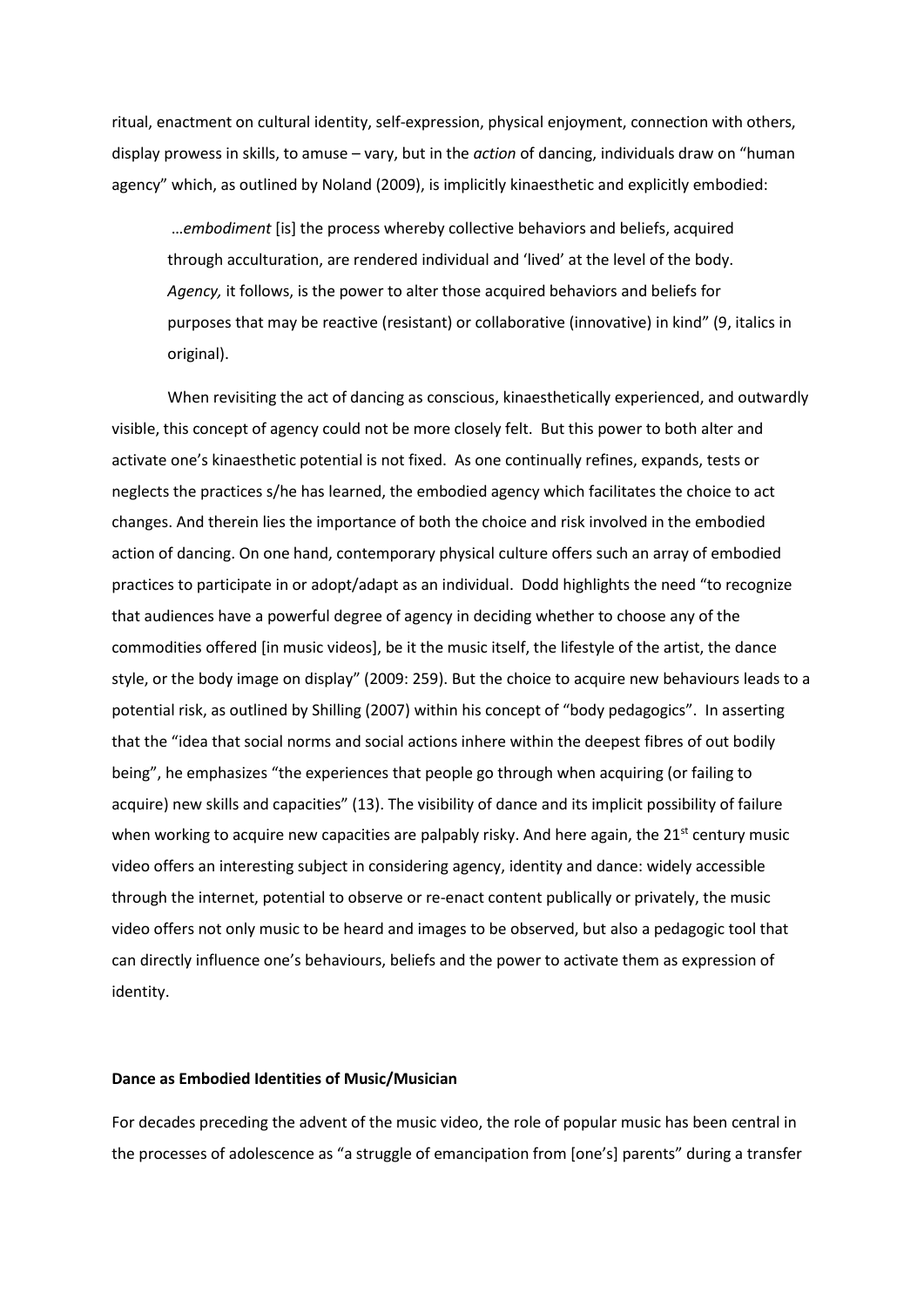ritual, enactment on cultural identity, self-expression, physical enjoyment, connection with others, display prowess in skills, to amuse – vary, but in the *action* of dancing, individuals draw on "human agency" which, as outlined by Noland (2009), is implicitly kinaesthetic and explicitly embodied:

> …*embodiment* [is] the process whereby collective behaviors and beliefs, acquired through acculturation, are rendered individual and 'lived' at the level of the body. *Agency,* it follows, is the power to alter those acquired behaviors and beliefs for purposes that may be reactive (resistant) or collaborative (innovative) in kind" (9, italics in original).

When revisiting the act of dancing as conscious, kinaesthetically experienced, and outwardly visible, this concept of agency could not be more closely felt. But this power to both alter and activate one's kinaesthetic potential is not fixed. As one continually refines, expands, tests or neglects the practices s/he has learned, the embodied agency which facilitates the choice to act changes. And therein lies the importance of both the choice and risk involved in the embodied action of dancing. On one hand, contemporary physical culture offers such an array of embodied practices to participate in or adopt/adapt as an individual. Dodd highlights the need "to recognize that audiences have a powerful degree of agency in deciding whether to choose any of the commodities offered [in music videos], be it the music itself, the lifestyle of the artist, the dance style, or the body image on display" (2009: 259). But the choice to acquire new behaviours leads to a potential risk, as outlined by Shilling (2007) within his concept of "body pedagogics". In asserting that the "idea that social norms and social actions inhere within the deepest fibres of out bodily being", he emphasizes "the experiences that people go through when acquiring (or failing to acquire) new skills and capacities" (13). The visibility of dance and its implicit possibility of failure when working to acquire new capacities are palpably risky. And here again, the 21st century music video offers an interesting subject in considering agency, identity and dance: widely accessible through the internet, potential to observe or re-enact content publically or privately, the music video offers not only music to be heard and images to be observed, but also a pedagogic tool that can directly influence one's behaviours, beliefs and the power to activate them as expression of identity.

**Dance as Embodied Identities of Music/Musician**

For decades preceding the advent of the music video, the role of popular music has been central in the processes of adolescence as "a struggle of emancipation from [one's] parents" during a transfer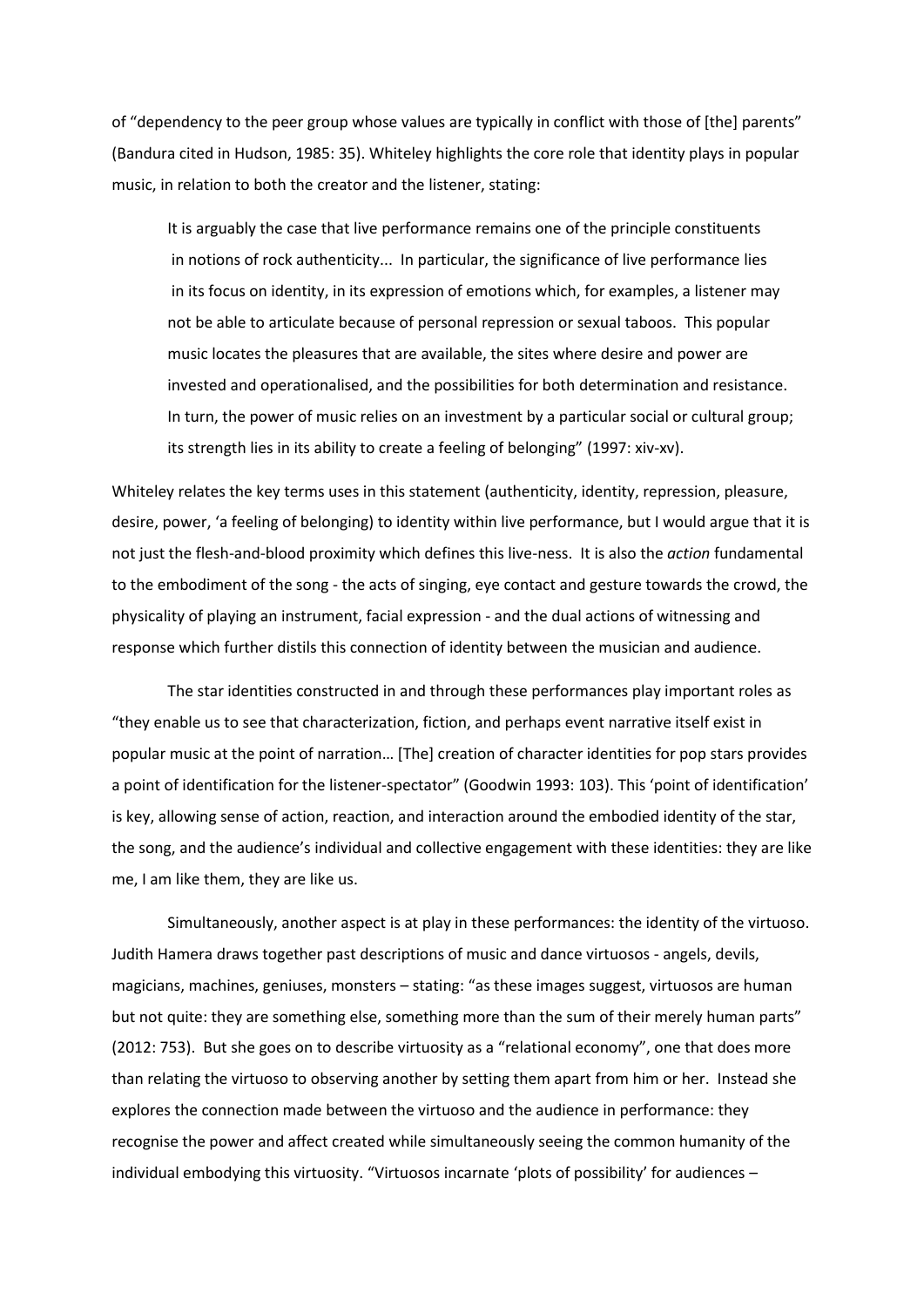of "dependency to the peer group whose values are typically in conflict with those of [the] parents" (Bandura cited in Hudson, 1985: 35). Whiteley highlights the core role that identity plays in popular music, in relation to both the creator and the listener, stating:

> It is arguably the case that live performance remains one of the principle constituents in notions of rock authenticity... In particular, the significance of live performance lies in its focus on identity, in its expression of emotions which, for examples, a listener may not be able to articulate because of personal repression or sexual taboos. This popular music locates the pleasures that are available, the sites where desire and power are invested and operationalised, and the possibilities for both determination and resistance. In turn, the power of music relies on an investment by a particular social or cultural group; its strength lies in its ability to create a feeling of belonging" (1997: xiv-xv).

Whiteley relates the key terms uses in this statement (authenticity, identity, repression, pleasure, desire, power, 'a feeling of belonging) to identity within live performance, but I would argue that it is not just the flesh-and-blood proximity which defines this live-ness. It is also the *action* fundamental to the embodiment of the song - the acts of singing, eye contact and gesture towards the crowd, the physicality of playing an instrument, facial expression - and the dual actions of witnessing and response which further distils this connection of identity between the musician and audience.

The star identities constructed in and through these performances play important roles as "they enable us to see that characterization, fiction, and perhaps event narrative itself exist in popular music at the point of narration… [The] creation of character identities for pop stars provides a point of identification for the listener-spectator" (Goodwin 1993: 103). This 'point of identification' is key, allowing sense of action, reaction, and interaction around the embodied identity of the star, the song, and the audience's individual and collective engagement with these identities: they are like me, I am like them, they are like us.

Simultaneously, another aspect is at play in these performances: the identity of the virtuoso. Judith Hamera draws together past descriptions of music and dance virtuosos - angels, devils, magicians, machines, geniuses, monsters – stating: "as these images suggest, virtuosos are human but not quite: they are something else, something more than the sum of their merely human parts" (2012: 753). But she goes on to describe virtuosity as a "relational economy", one that does more than relating the virtuoso to observing another by setting them apart from him or her. Instead she explores the connection made between the virtuoso and the audience in performance: they recognise the power and affect created while simultaneously seeing the common humanity of the individual embodying this virtuosity. "Virtuosos incarnate 'plots of possibility' for audiences –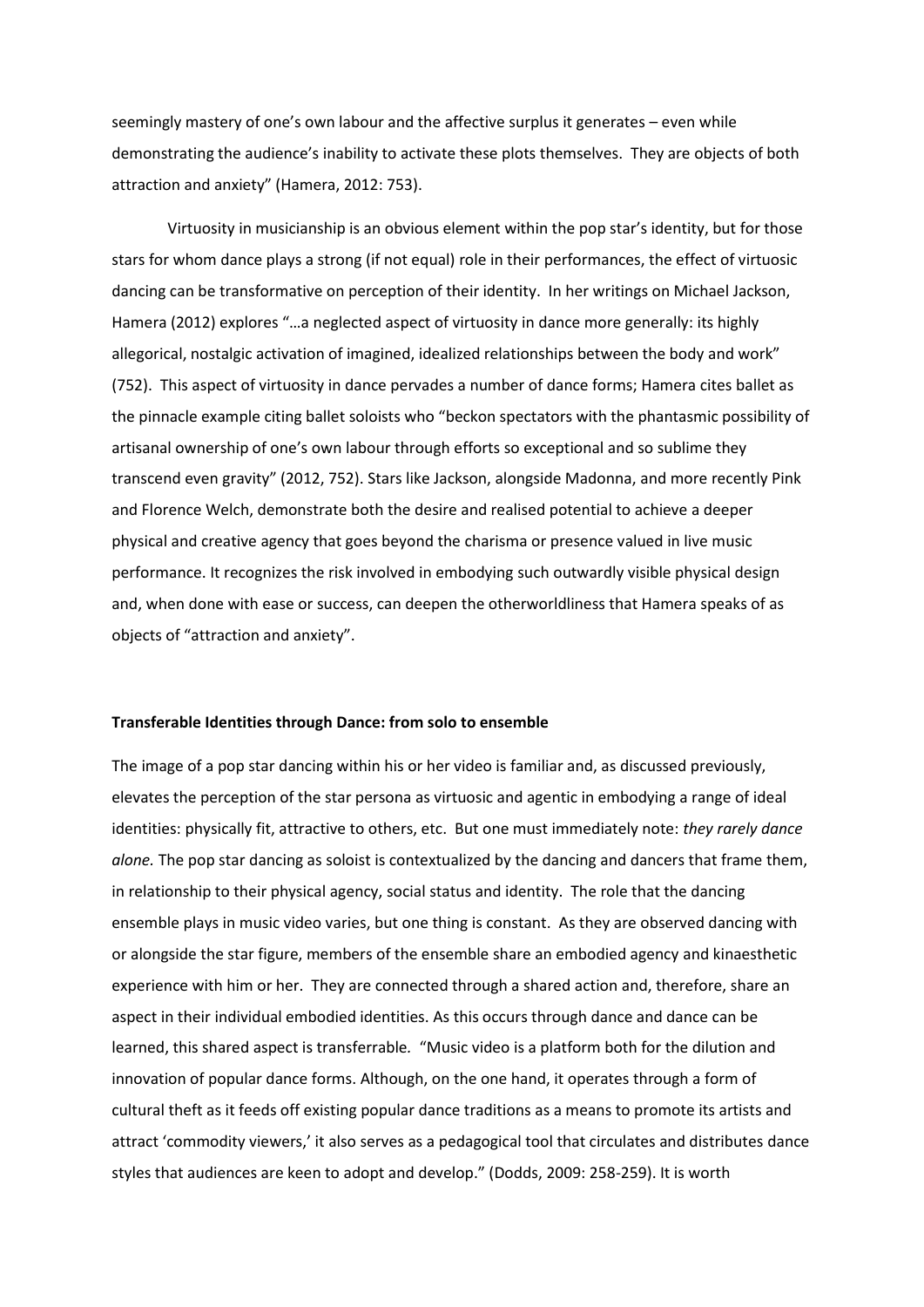seemingly mastery of one's own labour and the affective surplus it generates – even while demonstrating the audience's inability to activate these plots themselves. They are objects of both attraction and anxiety" (Hamera, 2012: 753).

Virtuosity in musicianship is an obvious element within the pop star's identity, but for those stars for whom dance plays a strong (if not equal) role in their performances, the effect of virtuosic dancing can be transformative on perception of their identity. In her writings on Michael Jackson, Hamera (2012) explores "…a neglected aspect of virtuosity in dance more generally: its highly allegorical, nostalgic activation of imagined, idealized relationships between the body and work" (752). This aspect of virtuosity in dance pervades a number of dance forms; Hamera cites ballet as the pinnacle example citing ballet soloists who "beckon spectators with the phantasmic possibility of artisanal ownership of one's own labour through efforts so exceptional and so sublime they transcend even gravity" (2012, 752). Stars like Jackson, alongside Madonna, and more recently Pink and Florence Welch, demonstrate both the desire and realised potential to achieve a deeper physical and creative agency that goes beyond the charisma or presence valued in live music performance. It recognizes the risk involved in embodying such outwardly visible physical design and, when done with ease or success, can deepen the otherworldliness that Hamera speaks of as objects of "attraction and anxiety".

**Transferable Identities through Dance: from solo to ensemble**

The image of a pop star dancing within his or her video is familiar and, as discussed previously, elevates the perception of the star persona as virtuosic and agentic in embodying a range of ideal identities: physically fit, attractive to others, etc. But one must immediately note: *they rarely dance alone.* The pop star dancing as soloist is contextualized by the dancing and dancers that frame them, in relationship to their physical agency, social status and identity. The role that the dancing ensemble plays in music video varies, but one thing is constant. As they are observed dancing with or alongside the star figure, members of the ensemble share an embodied agency and kinaesthetic experience with him or her. They are connected through a shared action and, therefore, share an aspect in their individual embodied identities. As this occurs through dance and dance can be learned, this shared aspect is transferrable. "Music video is a platform both for the dilution and innovation of popular dance forms. Although, on the one hand, it operates through a form of cultural theft as it feeds off existing popular dance traditions as a means to promote its artists and attract 'commodity viewers,' it also serves as a pedagogical tool that circulates and distributes dance styles that audiences are keen to adopt and develop." (Dodds, 2009: 258-259). It is worth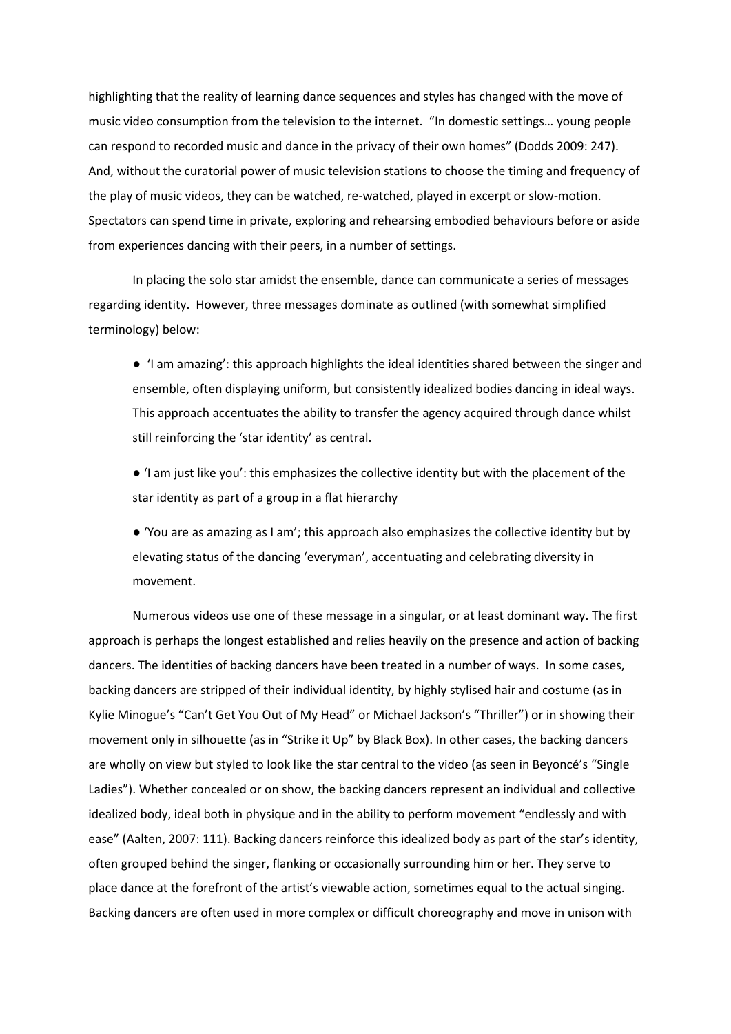highlighting that the reality of learning dance sequences and styles has changed with the move of music video consumption from the television to the internet. "In domestic settings… young people can respond to recorded music and dance in the privacy of their own homes" (Dodds 2009: 247). And, without the curatorial power of music television stations to choose the timing and frequency of the play of music videos, they can be watched, re-watched, played in excerpt or slow-motion. Spectators can spend time in private, exploring and rehearsing embodied behaviours before or aside from experiences dancing with their peers, in a number of settings.

In placing the solo star amidst the ensemble, dance can communicate a series of messages regarding identity. However, three messages dominate as outlined (with somewhat simplified terminology) below:

- 'I am amazing': this approach highlights the ideal identities shared between the singer and ensemble, often displaying uniform, but consistently idealized bodies dancing in ideal ways. This approach accentuates the ability to transfer the agency acquired through dance whilst still reinforcing the 'star identity' as central.
- 'I am just like you': this emphasizes the collective identity but with the placement of the star identity as part of a group in a flat hierarchy
- 'You are as amazing as I am'; this approach also emphasizes the collective identity but by elevating status of the dancing 'everyman', accentuating and celebrating diversity in movement.

Numerous videos use one of these message in a singular, or at least dominant way. The first approach is perhaps the longest established and relies heavily on the presence and action of backing dancers. The identities of backing dancers have been treated in a number of ways. In some cases, backing dancers are stripped of their individual identity, by highly stylised hair and costume (as in Kylie Minogue's "Can't Get You Out of My Head" or Michael Jackson's "Thriller") or in showing their movement only in silhouette (as in "Strike it Up" by Black Box). In other cases, the backing dancers are wholly on view but styled to look like the star central to the video (as seen in Beyoncé's "Single Ladies"). Whether concealed or on show, the backing dancers represent an individual and collective idealized body, ideal both in physique and in the ability to perform movement "endlessly and with ease" (Aalten, 2007: 111). Backing dancers reinforce this idealized body as part of the star's identity, often grouped behind the singer, flanking or occasionally surrounding him or her. They serve to place dance at the forefront of the artist's viewable action, sometimes equal to the actual singing. Backing dancers are often used in more complex or difficult choreography and move in unison with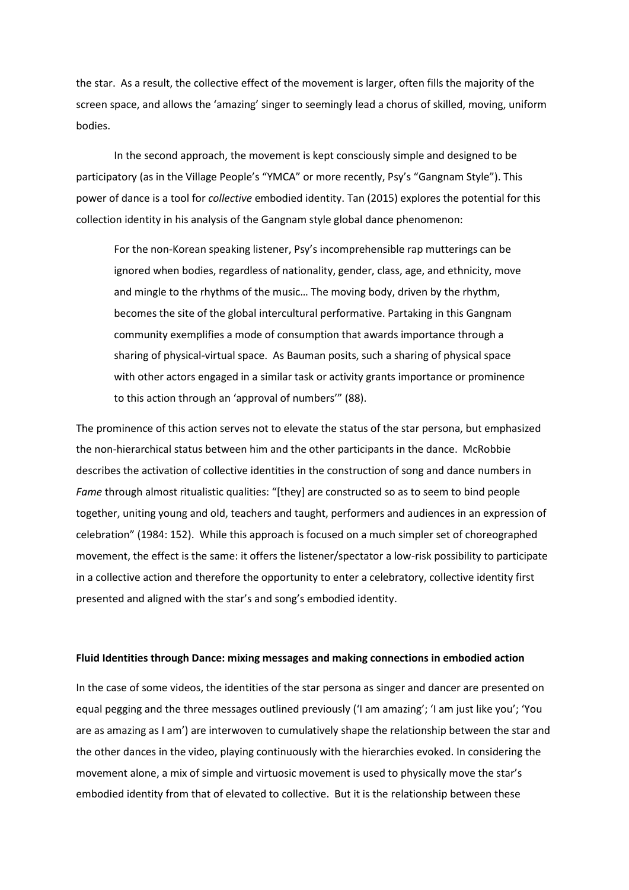the star. As a result, the collective effect of the movement is larger, often fills the majority of the screen space, and allows the 'amazing' singer to seemingly lead a chorus of skilled, moving, uniform bodies.

In the second approach, the movement is kept consciously simple and designed to be participatory (as in the Village People's "YMCA" or more recently, Psy's "Gangnam Style"). This power of dance is a tool for *collective* embodied identity. Tan (2015) explores the potential for this collection identity in his analysis of the Gangnam style global dance phenomenon:

> For the non-Korean speaking listener, Psy's incomprehensible rap mutterings can be ignored when bodies, regardless of nationality, gender, class, age, and ethnicity, move and mingle to the rhythms of the music… The moving body, driven by the rhythm, becomes the site of the global intercultural performative. Partaking in this Gangnam community exemplifies a mode of consumption that awards importance through a sharing of physical-virtual space. As Bauman posits, such a sharing of physical space with other actors engaged in a similar task or activity grants importance or prominence to this action through an 'approval of numbers'" (88).

The prominence of this action serves not to elevate the status of the star persona, but emphasized the non-hierarchical status between him and the other participants in the dance. McRobbie describes the activation of collective identities in the construction of song and dance numbers in *Fame* through almost ritualistic qualities: "[they] are constructed so as to seem to bind people together, uniting young and old, teachers and taught, performers and audiences in an expression of celebration" (1984: 152). While this approach is focused on a much simpler set of choreographed movement, the effect is the same: it offers the listener/spectator a low-risk possibility to participate in a collective action and therefore the opportunity to enter a celebratory, collective identity first presented and aligned with the star's and song's embodied identity.

**Fluid Identities through Dance: mixing messages and making connections in embodied action**

In the case of some videos, the identities of the star persona as singer and dancer are presented on equal pegging and the three messages outlined previously ('I am amazing'; 'I am just like you'; 'You are as amazing as I am') are interwoven to cumulatively shape the relationship between the star and the other dances in the video, playing continuously with the hierarchies evoked. In considering the movement alone, a mix of simple and virtuosic movement is used to physically move the star's embodied identity from that of elevated to collective. But it is the relationship between these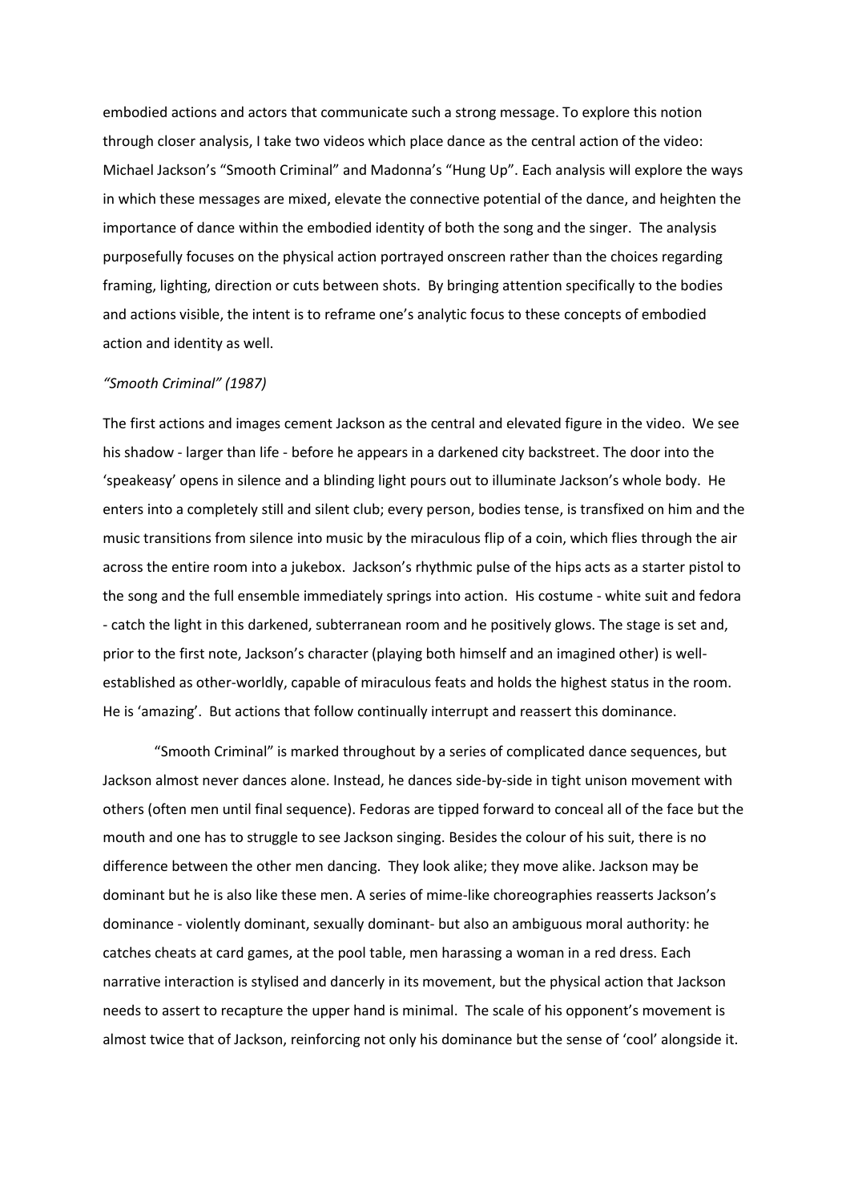embodied actions and actors that communicate such a strong message. To explore this notion through closer analysis, I take two videos which place dance as the central action of the video: Michael Jackson's "Smooth Criminal" and Madonna's "Hung Up". Each analysis will explore the ways in which these messages are mixed, elevate the connective potential of the dance, and heighten the importance of dance within the embodied identity of both the song and the singer. The analysis purposefully focuses on the physical action portrayed onscreen rather than the choices regarding framing, lighting, direction or cuts between shots. By bringing attention specifically to the bodies and actions visible, the intent is to reframe one's analytic focus to these concepts of embodied action and identity as well.

*"Smooth Criminal" (1987)*

The first actions and images cement Jackson as the central and elevated figure in the video. We see his shadow - larger than life - before he appears in a darkened city backstreet. The door into the 'speakeasy' opens in silence and a blinding light pours out to illuminate Jackson's whole body. He enters into a completely still and silent club; every person, bodies tense, is transfixed on him and the music transitions from silence into music by the miraculous flip of a coin, which flies through the air across the entire room into a jukebox. Jackson's rhythmic pulse of the hips acts as a starter pistol to the song and the full ensemble immediately springs into action. His costume - white suit and fedora - catch the light in this darkened, subterranean room and he positively glows. The stage is set and, prior to the first note, Jackson's character (playing both himself and an imagined other) is well-established as other-worldly, capable of miraculous feats and holds the highest status in the room. He is 'amazing'. But actions that follow continually interrupt and reassert this dominance.

"Smooth Criminal" is marked throughout by a series of complicated dance sequences, but Jackson almost never dances alone. Instead, he dances side-by-side in tight unison movement with others (often men until final sequence). Fedoras are tipped forward to conceal all of the face but the mouth and one has to struggle to see Jackson singing. Besides the colour of his suit, there is no difference between the other men dancing. They look alike; they move alike. Jackson may be dominant but he is also like these men. A series of mime-like choreographies reasserts Jackson's dominance - violently dominant, sexually dominant- but also an ambiguous moral authority: he catches cheats at card games, at the pool table, men harassing a woman in a red dress. Each narrative interaction is stylised and dancerly in its movement, but the physical action that Jackson needs to assert to recapture the upper hand is minimal. The scale of his opponent's movement is almost twice that of Jackson, reinforcing not only his dominance but the sense of 'cool' alongside it.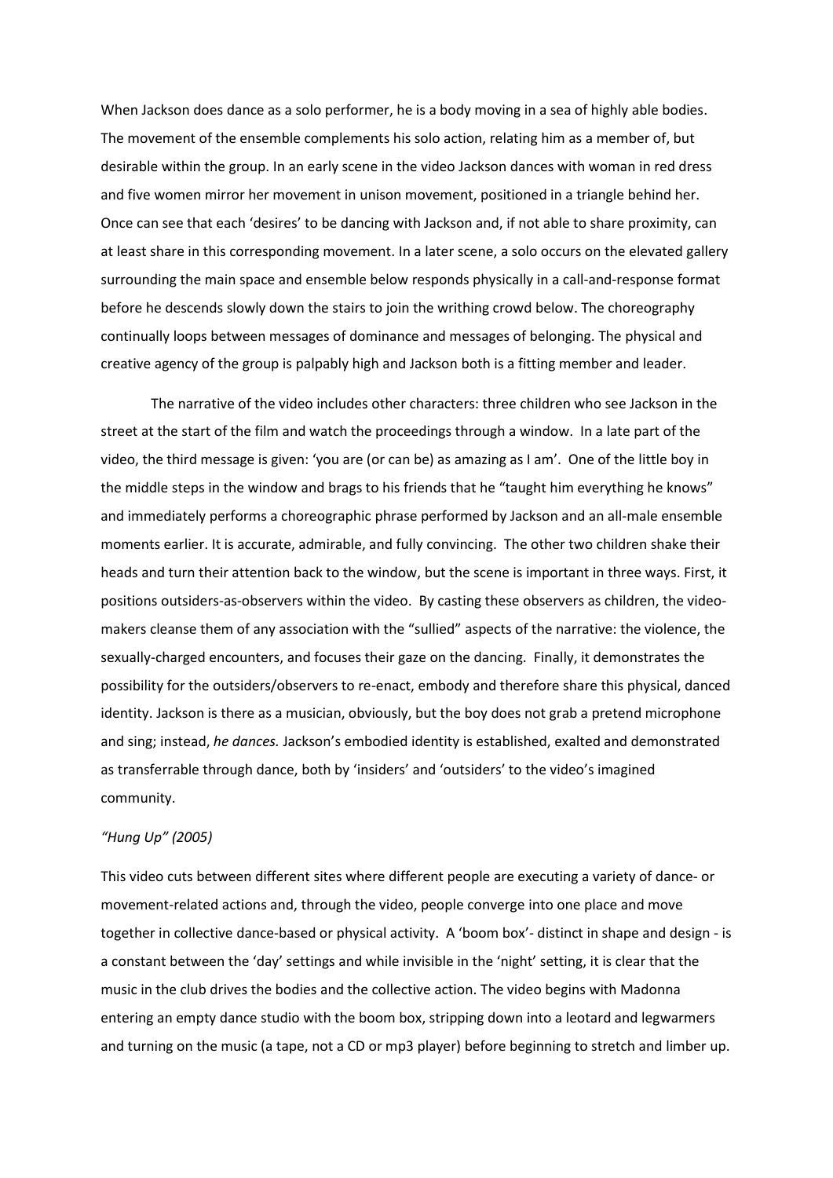When Jackson does dance as a solo performer, he is a body moving in a sea of highly able bodies. The movement of the ensemble complements his solo action, relating him as a member of, but desirable within the group. In an early scene in the video Jackson dances with woman in red dress and five women mirror her movement in unison movement, positioned in a triangle behind her. Once can see that each 'desires' to be dancing with Jackson and, if not able to share proximity, can at least share in this corresponding movement. In a later scene, a solo occurs on the elevated gallery surrounding the main space and ensemble below responds physically in a call-and-response format before he descends slowly down the stairs to join the writhing crowd below. The choreography continually loops between messages of dominance and messages of belonging. The physical and creative agency of the group is palpably high and Jackson both is a fitting member and leader.

The narrative of the video includes other characters: three children who see Jackson in the street at the start of the film and watch the proceedings through a window. In a late part of the video, the third message is given: 'you are (or can be) as amazing as I am'. One of the little boy in the middle steps in the window and brags to his friends that he "taught him everything he knows" and immediately performs a choreographic phrase performed by Jackson and an all-male ensemble moments earlier. It is accurate, admirable, and fully convincing. The other two children shake their heads and turn their attention back to the window, but the scene is important in three ways. First, it positions outsiders-as-observers within the video. By casting these observers as children, the video-makers cleanse them of any association with the "sullied" aspects of the narrative: the violence, the sexually-charged encounters, and focuses their gaze on the dancing. Finally, it demonstrates the possibility for the outsiders/observers to re-enact, embody and therefore share this physical, danced identity. Jackson is there as a musician, obviously, but the boy does not grab a pretend microphone and sing; instead, *he dances.* Jackson's embodied identity is established, exalted and demonstrated as transferrable through dance, both by 'insiders' and 'outsiders' to the video's imagined community.

*"Hung Up" (2005)*

This video cuts between different sites where different people are executing a variety of dance- or movement-related actions and, through the video, people converge into one place and move together in collective dance-based or physical activity. A 'boom box'- distinct in shape and design - is a constant between the 'day' settings and while invisible in the 'night' setting, it is clear that the music in the club drives the bodies and the collective action. The video begins with Madonna entering an empty dance studio with the boom box, stripping down into a leotard and legwarmers and turning on the music (a tape, not a CD or mp3 player) before beginning to stretch and limber up.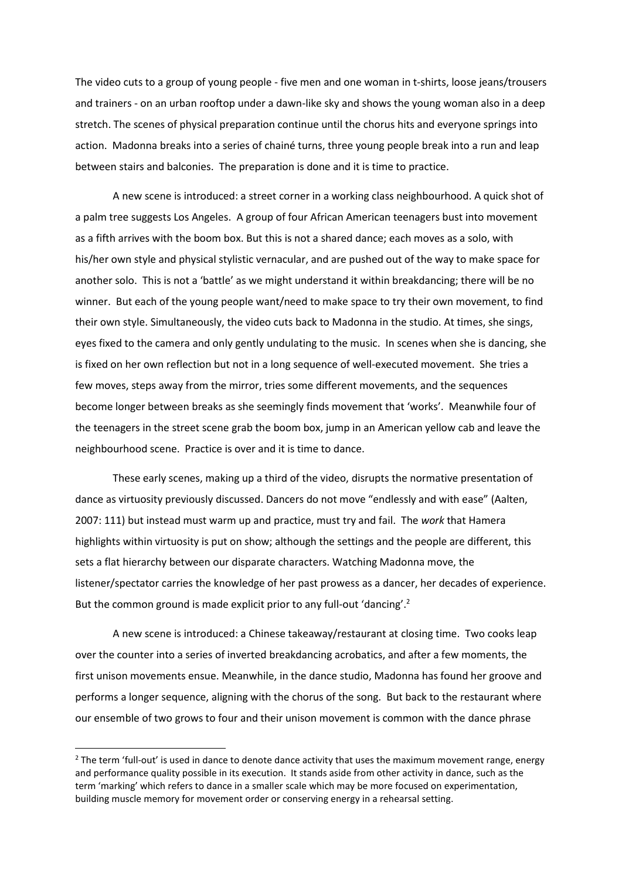The video cuts to a group of young people - five men and one woman in t-shirts, loose jeans/trousers and trainers - on an urban rooftop under a dawn-like sky and shows the young woman also in a deep stretch. The scenes of physical preparation continue until the chorus hits and everyone springs into action. Madonna breaks into a series of chainé turns, three young people break into a run and leap between stairs and balconies. The preparation is done and it is time to practice.

A new scene is introduced: a street corner in a working class neighbourhood. A quick shot of a palm tree suggests Los Angeles. A group of four African American teenagers bust into movement as a fifth arrives with the boom box. But this is not a shared dance; each moves as a solo, with his/her own style and physical stylistic vernacular, and are pushed out of the way to make space for another solo. This is not a 'battle' as we might understand it within breakdancing; there will be no winner. But each of the young people want/need to make space to try their own movement, to find their own style. Simultaneously, the video cuts back to Madonna in the studio. At times, she sings, eyes fixed to the camera and only gently undulating to the music. In scenes when she is dancing, she is fixed on her own reflection but not in a long sequence of well-executed movement. She tries a few moves, steps away from the mirror, tries some different movements, and the sequences become longer between breaks as she seemingly finds movement that 'works'. Meanwhile four of the teenagers in the street scene grab the boom box, jump in an American yellow cab and leave the neighbourhood scene. Practice is over and it is time to dance.

These early scenes, making up a third of the video, disrupts the normative presentation of dance as virtuosity previously discussed. Dancers do not move "endlessly and with ease" (Aalten, 2007: 111) but instead must warm up and practice, must try and fail. The *work* that Hamera highlights within virtuosity is put on show; although the settings and the people are different, this sets a flat hierarchy between our disparate characters. Watching Madonna move, the listener/spectator carries the knowledge of her past prowess as a dancer, her decades of experience. But the common ground is made explicit prior to any full-out 'dancing'.[2]

A new scene is introduced: a Chinese takeaway/restaurant at closing time. Two cooks leap over the counter into a series of inverted breakdancing acrobatics, and after a few moments, the first unison movements ensue. Meanwhile, in the dance studio, Madonna has found her groove and performs a longer sequence, aligning with the chorus of the song. But back to the restaurant where our ensemble of two grows to four and their unison movement is common with the dance phrase

[2] The term 'full-out' is used in dance to denote dance activity that uses the maximum movement range, energy and performance quality possible in its execution. It stands aside from other activity in dance, such as the term 'marking' which refers to dance in a smaller scale which may be more focused on experimentation, building muscle memory for movement order or conserving energy in a rehearsal setting.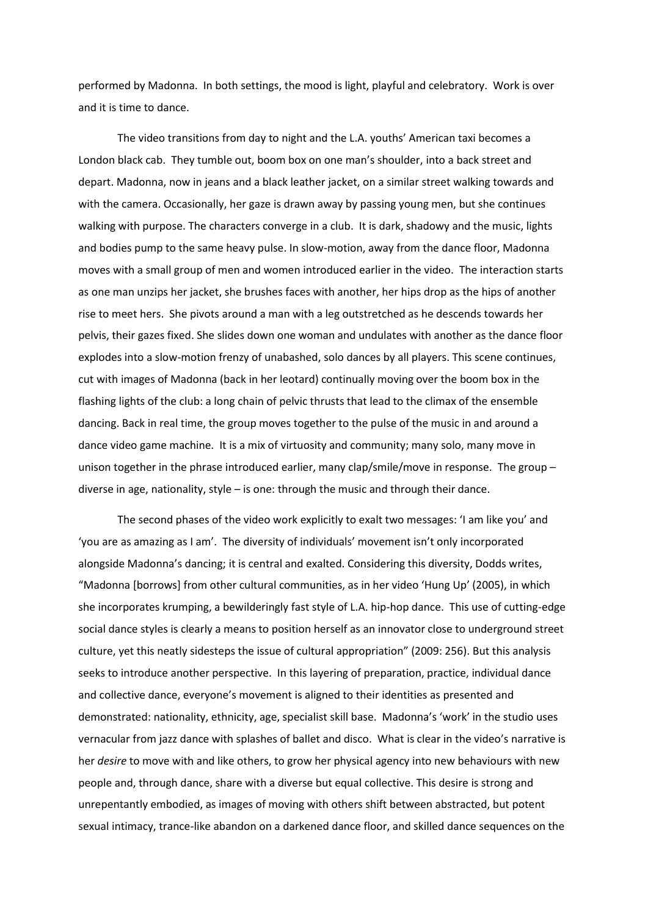performed by Madonna. In both settings, the mood is light, playful and celebratory. Work is over and it is time to dance.

The video transitions from day to night and the L.A. youths' American taxi becomes a London black cab. They tumble out, boom box on one man's shoulder, into a back street and depart. Madonna, now in jeans and a black leather jacket, on a similar street walking towards and with the camera. Occasionally, her gaze is drawn away by passing young men, but she continues walking with purpose. The characters converge in a club. It is dark, shadowy and the music, lights and bodies pump to the same heavy pulse. In slow-motion, away from the dance floor, Madonna moves with a small group of men and women introduced earlier in the video. The interaction starts as one man unzips her jacket, she brushes faces with another, her hips drop as the hips of another rise to meet hers. She pivots around a man with a leg outstretched as he descends towards her pelvis, their gazes fixed. She slides down one woman and undulates with another as the dance floor explodes into a slow-motion frenzy of unabashed, solo dances by all players. This scene continues, cut with images of Madonna (back in her leotard) continually moving over the boom box in the flashing lights of the club: a long chain of pelvic thrusts that lead to the climax of the ensemble dancing. Back in real time, the group moves together to the pulse of the music in and around a dance video game machine. It is a mix of virtuosity and community; many solo, many move in unison together in the phrase introduced earlier, many clap/smile/move in response. The group – diverse in age, nationality, style – is one: through the music and through their dance.

The second phases of the video work explicitly to exalt two messages: 'I am like you' and 'you are as amazing as I am'. The diversity of individuals' movement isn't only incorporated alongside Madonna's dancing; it is central and exalted. Considering this diversity, Dodds writes, "Madonna [borrows] from other cultural communities, as in her video 'Hung Up' (2005), in which she incorporates krumping, a bewilderingly fast style of L.A. hip-hop dance. This use of cutting-edge social dance styles is clearly a means to position herself as an innovator close to underground street culture, yet this neatly sidesteps the issue of cultural appropriation" (2009: 256). But this analysis seeks to introduce another perspective. In this layering of preparation, practice, individual dance and collective dance, everyone's movement is aligned to their identities as presented and demonstrated: nationality, ethnicity, age, specialist skill base. Madonna's 'work' in the studio uses vernacular from jazz dance with splashes of ballet and disco. What is clear in the video's narrative is her *desire* to move with and like others, to grow her physical agency into new behaviours with new people and, through dance, share with a diverse but equal collective. This desire is strong and unrepentantly embodied, as images of moving with others shift between abstracted, but potent sexual intimacy, trance-like abandon on a darkened dance floor, and skilled dance sequences on the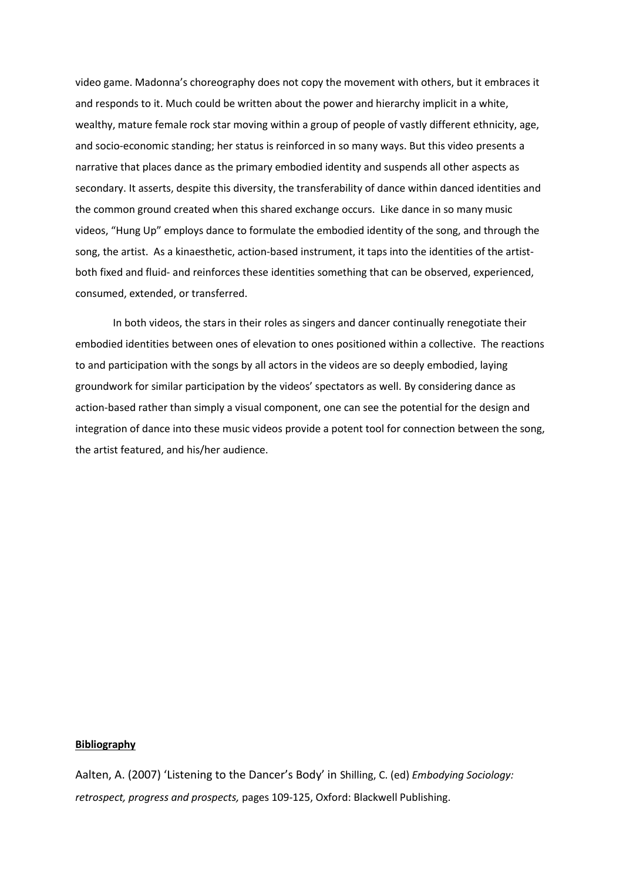video game. Madonna's choreography does not copy the movement with others, but it embraces it and responds to it. Much could be written about the power and hierarchy implicit in a white, wealthy, mature female rock star moving within a group of people of vastly different ethnicity, age, and socio-economic standing; her status is reinforced in so many ways. But this video presents a narrative that places dance as the primary embodied identity and suspends all other aspects as secondary. It asserts, despite this diversity, the transferability of dance within danced identities and the common ground created when this shared exchange occurs. Like dance in so many music videos, "Hung Up" employs dance to formulate the embodied identity of the song, and through the song, the artist. As a kinaesthetic, action-based instrument, it taps into the identities of the artist- both fixed and fluid- and reinforces these identities something that can be observed, experienced, consumed, extended, or transferred.

In both videos, the stars in their roles as singers and dancer continually renegotiate their embodied identities between ones of elevation to ones positioned within a collective. The reactions to and participation with the songs by all actors in the videos are so deeply embodied, laying groundwork for similar participation by the videos' spectators as well. By considering dance as action-based rather than simply a visual component, one can see the potential for the design and integration of dance into these music videos provide a potent tool for connection between the song, the artist featured, and his/her audience.

**Bibliography**

Aalten, A. (2007) 'Listening to the Dancer's Body' in Shilling, C. (ed) *Embodying Sociology: retrospect, progress and prospects,* pages 109-125, Oxford: Blackwell Publishing.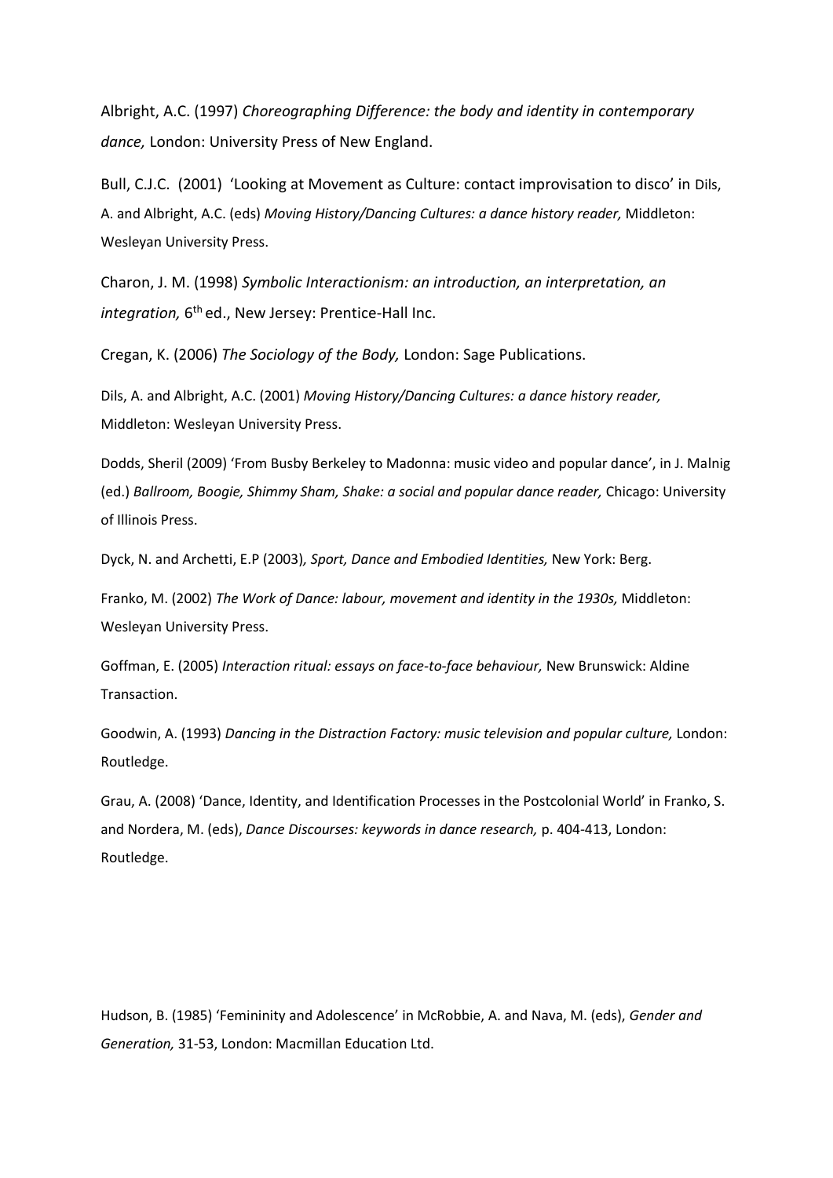Albright, A.C. (1997) *Choreographing Difference: the body and identity in contemporary dance,* London: University Press of New England.

Bull, C.J.C. (2001) 'Looking at Movement as Culture: contact improvisation to disco' in Dils, A. and Albright, A.C. (eds) *Moving History/Dancing Cultures: a dance history reader,* Middleton: Wesleyan University Press.

Charon, J. M. (1998) *Symbolic Interactionism: an introduction, an interpretation, an integration,* 6th ed., New Jersey: Prentice-Hall Inc.

Cregan, K. (2006) *The Sociology of the Body,* London: Sage Publications.

Dils, A. and Albright, A.C. (2001) *Moving History/Dancing Cultures: a dance history reader,* Middleton: Wesleyan University Press.

Dodds, Sheril (2009) 'From Busby Berkeley to Madonna: music video and popular dance', in J. Malnig (ed.) *Ballroom, Boogie, Shimmy Sham, Shake: a social and popular dance reader,* Chicago: University of Illinois Press.

Dyck, N. and Archetti, E.P (2003), *Sport, Dance and Embodied Identities,* New York: Berg.

Franko, M. (2002) *The Work of Dance: labour, movement and identity in the 1930s,* Middleton: Wesleyan University Press.

Goffman, E. (2005) *Interaction ritual: essays on face-to-face behaviour,* New Brunswick: Aldine Transaction.

Goodwin, A. (1993) *Dancing in the Distraction Factory: music television and popular culture,* London: Routledge.

Grau, A. (2008) 'Dance, Identity, and Identification Processes in the Postcolonial World' in Franko, S. and Nordera, M. (eds), *Dance Discourses: keywords in dance research,* p. 404-413, London: Routledge.

Hudson, B. (1985) 'Femininity and Adolescence' in McRobbie, A. and Nava, M. (eds), *Gender and Generation,* 31-53, London: Macmillan Education Ltd.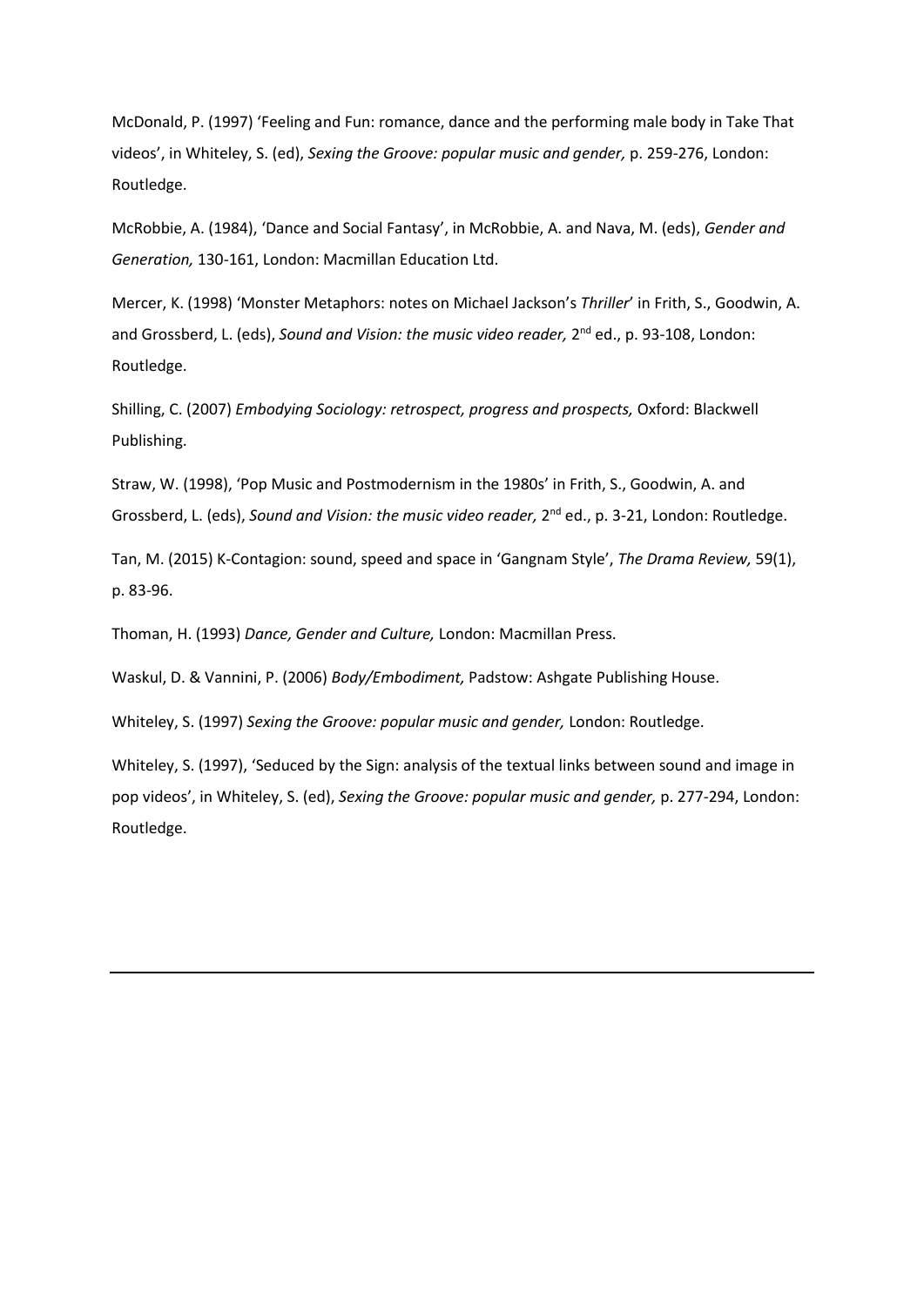McDonald, P. (1997) 'Feeling and Fun: romance, dance and the performing male body in Take That videos', in Whiteley, S. (ed), *Sexing the Groove: popular music and gender,* p. 259-276, London: Routledge.

McRobbie, A. (1984), 'Dance and Social Fantasy', in McRobbie, A. and Nava, M. (eds), *Gender and Generation,* 130-161, London: Macmillan Education Ltd.

Mercer, K. (1998) 'Monster Metaphors: notes on Michael Jackson's *Thriller*' in Frith, S., Goodwin, A. and Grossberd, L. (eds), *Sound and Vision: the music video reader,* 2nd ed., p. 93-108, London: Routledge.

Shilling, C. (2007) *Embodying Sociology: retrospect, progress and prospects,* Oxford: Blackwell Publishing.

Straw, W. (1998), 'Pop Music and Postmodernism in the 1980s' in Frith, S., Goodwin, A. and Grossberd, L. (eds), *Sound and Vision: the music video reader,* 2nd ed., p. 3-21, London: Routledge.

Tan, M. (2015) K-Contagion: sound, speed and space in 'Gangnam Style', *The Drama Review,* 59(1), p. 83-96.

Thoman, H. (1993) *Dance, Gender and Culture,* London: Macmillan Press.

Waskul, D. & Vannini, P. (2006) *Body/Embodiment,* Padstow: Ashgate Publishing House.

Whiteley, S. (1997) *Sexing the Groove: popular music and gender,* London: Routledge.

Whiteley, S. (1997), 'Seduced by the Sign: analysis of the textual links between sound and image in pop videos', in Whiteley, S. (ed), *Sexing the Groove: popular music and gender,* p. 277-294, London: Routledge.